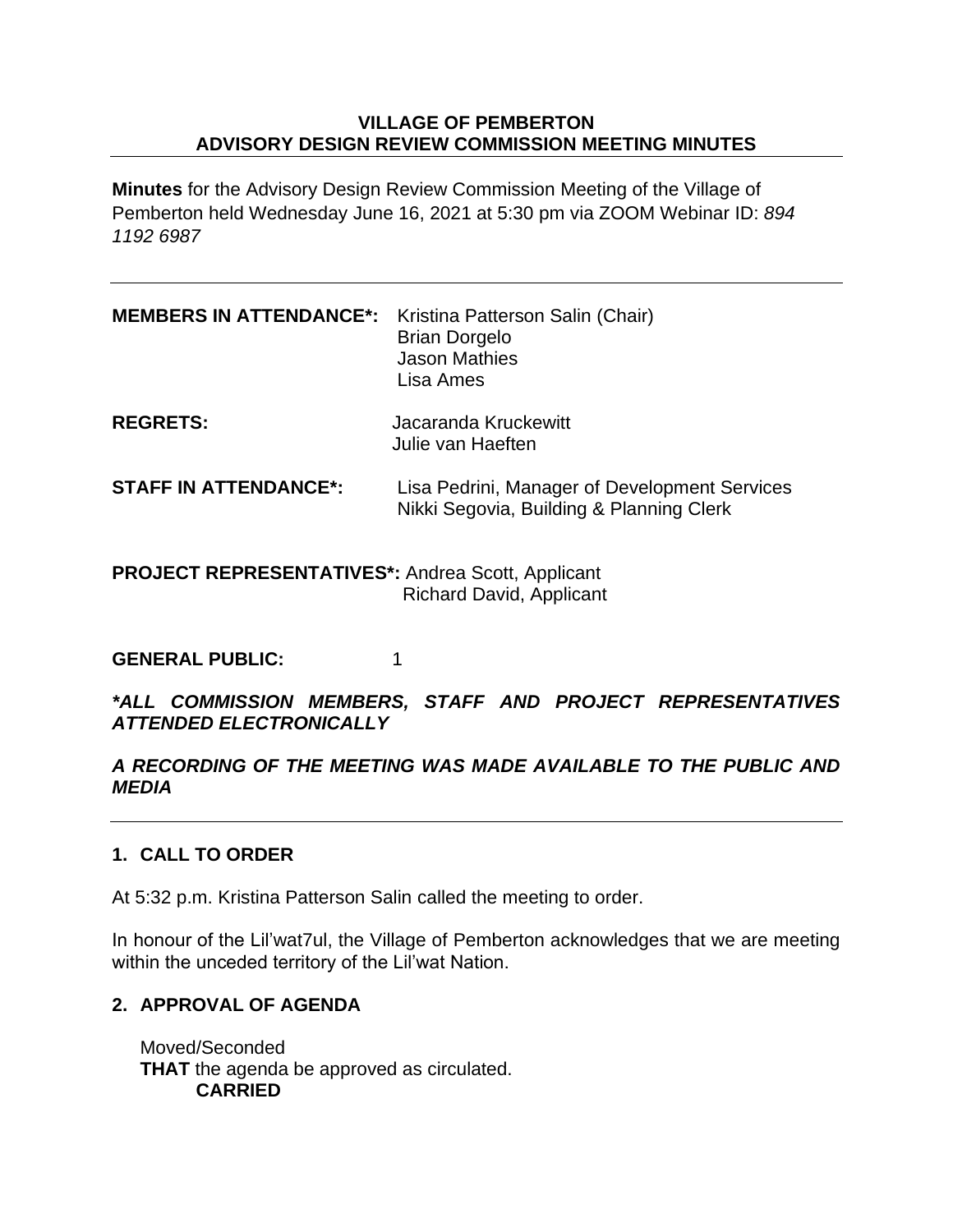# VILLAGE OF PEMBERTON
# ADVISORY DESIGN REVIEW COMMISSION MEETING MINUTES

**Minutes** for the Advisory Design Review Commission Meeting of the Village of Pemberton held Wednesday June 16, 2021 at 5:30 pm via ZOOM Webinar ID: *894 1192 6987*

---

**MEMBERS IN ATTENDANCE\*:** Kristina Patterson Salin (Chair)
Brian Dorgelo
Jason Mathies
Lisa Ames

**REGRETS:** Jacaranda Kruckewitt
Julie van Haeften

**STAFF IN ATTENDANCE\*:** Lisa Pedrini, Manager of Development Services
Nikki Segovia, Building & Planning Clerk

**PROJECT REPRESENTATIVES\*:** Andrea Scott, Applicant
Richard David, Applicant

**GENERAL PUBLIC:** 1

***\*ALL COMMISSION MEMBERS, STAFF AND PROJECT REPRESENTATIVES ATTENDED ELECTRONICALLY***

***A RECORDING OF THE MEETING WAS MADE AVAILABLE TO THE PUBLIC AND MEDIA***

---

## 1. CALL TO ORDER

At 5:32 p.m. Kristina Patterson Salin called the meeting to order.

In honour of the Lil'wat7ul, the Village of Pemberton acknowledges that we are meeting within the unceded territory of the Lil'wat Nation.

## 2. APPROVAL OF AGENDA

Moved/Seconded
**THAT** the agenda be approved as circulated.
**CARRIED**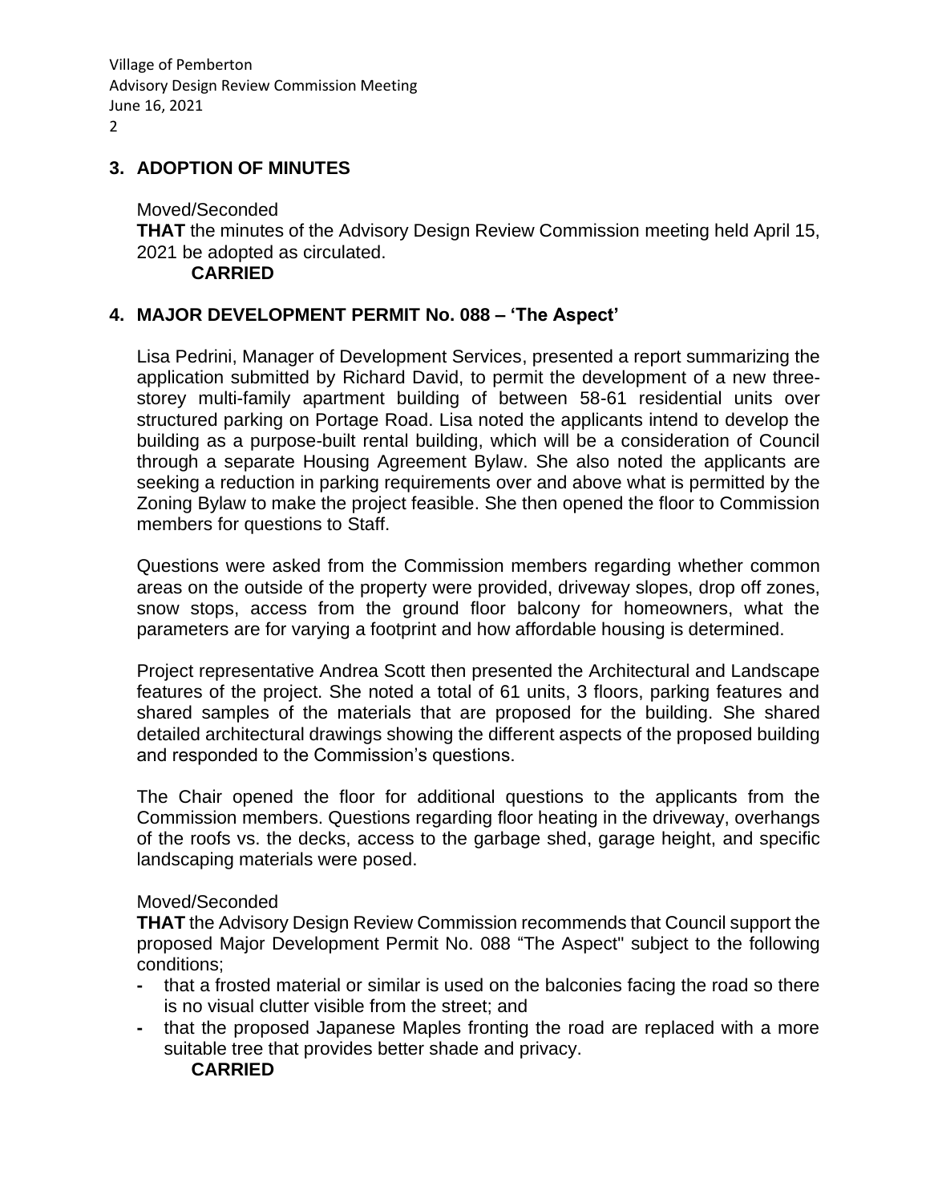## 3. ADOPTION OF MINUTES

Moved/Seconded
**THAT** the minutes of the Advisory Design Review Commission meeting held April 15, 2021 be adopted as circulated.
**CARRIED**

## 4. MAJOR DEVELOPMENT PERMIT No. 088 – 'The Aspect'

Lisa Pedrini, Manager of Development Services, presented a report summarizing the application submitted by Richard David, to permit the development of a new three-storey multi-family apartment building of between 58-61 residential units over structured parking on Portage Road. Lisa noted the applicants intend to develop the building as a purpose-built rental building, which will be a consideration of Council through a separate Housing Agreement Bylaw. She also noted the applicants are seeking a reduction in parking requirements over and above what is permitted by the Zoning Bylaw to make the project feasible. She then opened the floor to Commission members for questions to Staff.

Questions were asked from the Commission members regarding whether common areas on the outside of the property were provided, driveway slopes, drop off zones, snow stops, access from the ground floor balcony for homeowners, what the parameters are for varying a footprint and how affordable housing is determined.

Project representative Andrea Scott then presented the Architectural and Landscape features of the project. She noted a total of 61 units, 3 floors, parking features and shared samples of the materials that are proposed for the building. She shared detailed architectural drawings showing the different aspects of the proposed building and responded to the Commission's questions.

The Chair opened the floor for additional questions to the applicants from the Commission members. Questions regarding floor heating in the driveway, overhangs of the roofs vs. the decks, access to the garbage shed, garage height, and specific landscaping materials were posed.

Moved/Seconded
**THAT** the Advisory Design Review Commission recommends that Council support the proposed Major Development Permit No. 088 "The Aspect" subject to the following conditions;

- that a frosted material or similar is used on the balconies facing the road so there is no visual clutter visible from the street; and
- that the proposed Japanese Maples fronting the road are replaced with a more suitable tree that provides better shade and privacy.

**CARRIED**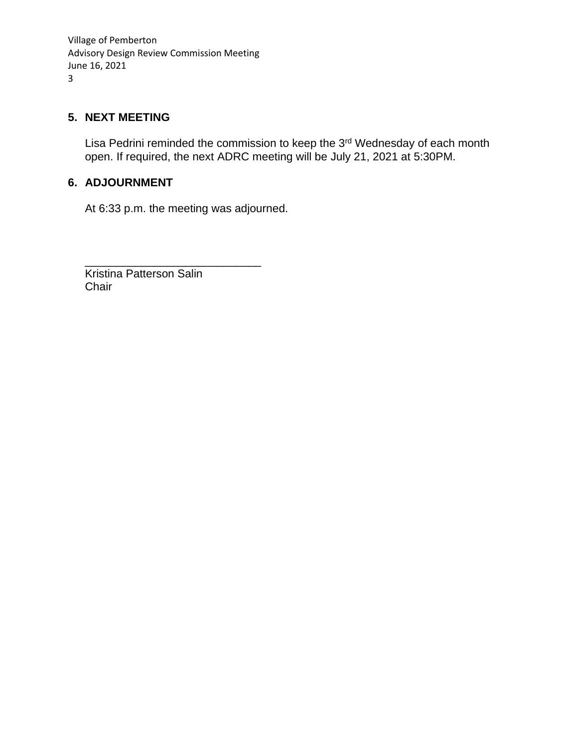## 5. NEXT MEETING

Lisa Pedrini reminded the commission to keep the 3rd Wednesday of each month open. If required, the next ADRC meeting will be July 21, 2021 at 5:30PM.

## 6. ADJOURNMENT

At 6:33 p.m. the meeting was adjourned.

\_\_\_\_\_\_\_\_\_\_\_\_\_\_\_\_\_\_\_\_\_\_\_\_\_\_\_\_
Kristina Patterson Salin
Chair